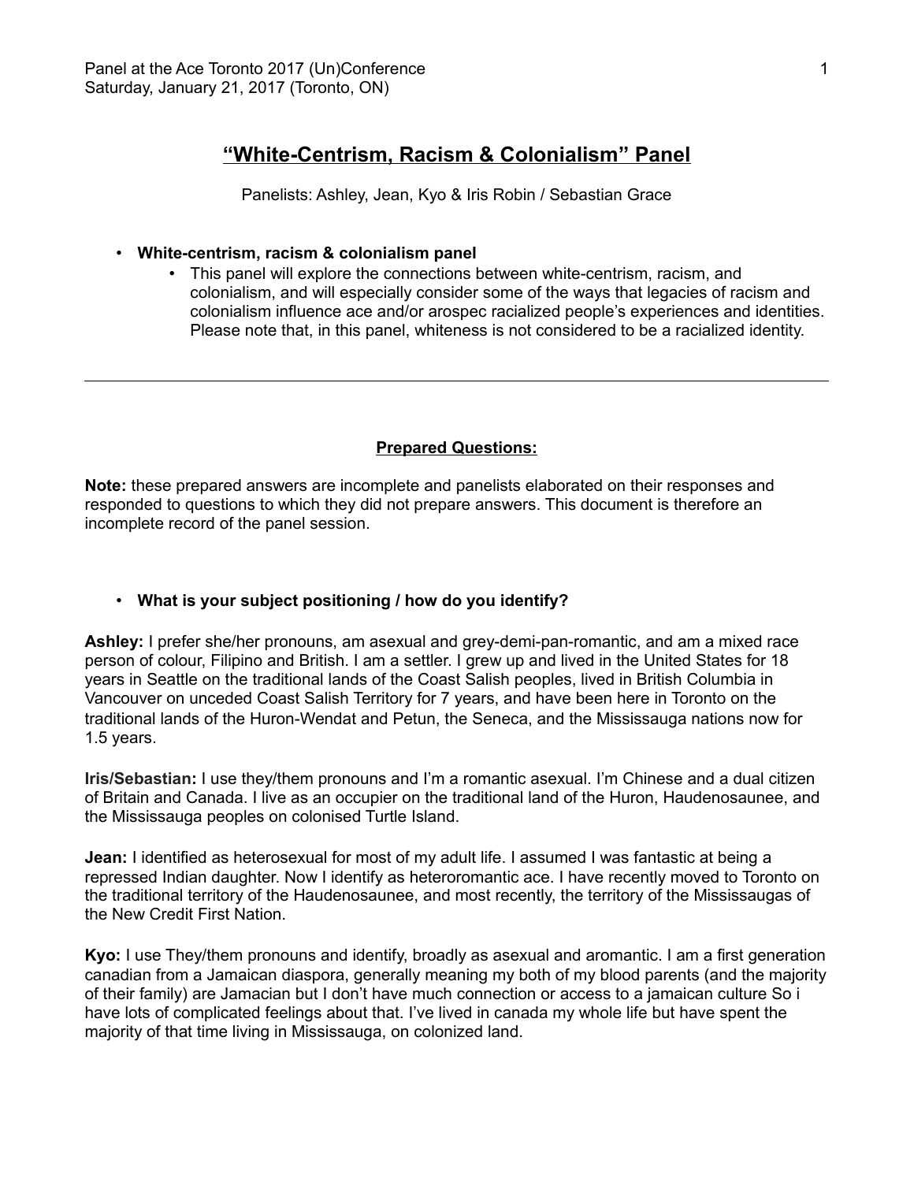Panel at the Ace Toronto 2017 (Un)Conference
Saturday, January 21, 2017 (Toronto, ON)

# “White-Centrism, Racism & Colonialism” Panel

Panelists: Ashley, Jean, Kyo & Iris Robin / Sebastian Grace

- **White-centrism, racism & colonialism panel**
    - This panel will explore the connections between white-centrism, racism, and colonialism, and will especially consider some of the ways that legacies of racism and colonialism influence ace and/or arospec racialized people’s experiences and identities. Please note that, in this panel, whiteness is not considered to be a racialized identity.

---

## Prepared Questions:

**Note:** these prepared answers are incomplete and panelists elaborated on their responses and responded to questions to which they did not prepare answers. This document is therefore an incomplete record of the panel session.

- **What is your subject positioning / how do you identify?**

**Ashley:** I prefer she/her pronouns, am asexual and grey-demi-pan-romantic, and am a mixed race person of colour, Filipino and British. I am a settler. I grew up and lived in the United States for 18 years in Seattle on the traditional lands of the Coast Salish peoples, lived in British Columbia in Vancouver on unceded Coast Salish Territory for 7 years, and have been here in Toronto on the traditional lands of the Huron-Wendat and Petun, the Seneca, and the Mississauga nations now for 1.5 years.

**Iris/Sebastian:** I use they/them pronouns and I’m a romantic asexual. I’m Chinese and a dual citizen of Britain and Canada. I live as an occupier on the traditional land of the Huron, Haudenosaunee, and the Mississauga peoples on colonised Turtle Island.

**Jean:** I identified as heterosexual for most of my adult life. I assumed I was fantastic at being a repressed Indian daughter. Now I identify as heteroromantic ace. I have recently moved to Toronto on the traditional territory of the Haudenosaunee, and most recently, the territory of the Mississaugas of the New Credit First Nation.

**Kyo:** I use They/them pronouns and identify, broadly as asexual and aromantic. I am a first generation canadian from a Jamaican diaspora, generally meaning my both of my blood parents (and the majority of their family) are Jamacian but I don’t have much connection or access to a jamaican culture So i have lots of complicated feelings about that. I’ve lived in canada my whole life but have spent the majority of that time living in Mississauga, on colonized land.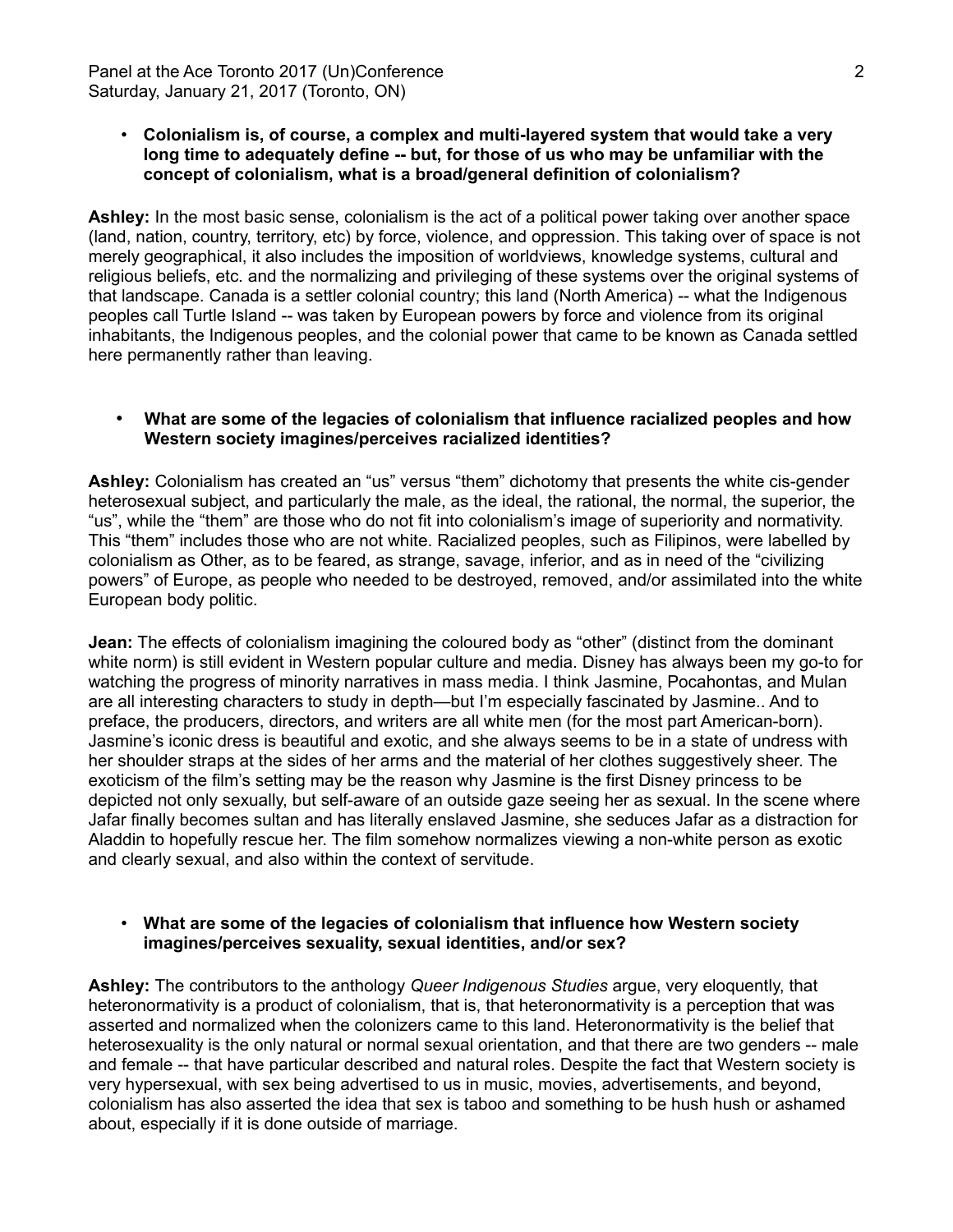- **Colonialism is, of course, a complex and multi-layered system that would take a very long time to adequately define -- but, for those of us who may be unfamiliar with the concept of colonialism, what is a broad/general definition of colonialism?**

**Ashley:** In the most basic sense, colonialism is the act of a political power taking over another space (land, nation, country, territory, etc) by force, violence, and oppression. This taking over of space is not merely geographical, it also includes the imposition of worldviews, knowledge systems, cultural and religious beliefs, etc. and the normalizing and privileging of these systems over the original systems of that landscape. Canada is a settler colonial country; this land (North America) -- what the Indigenous peoples call Turtle Island -- was taken by European powers by force and violence from its original inhabitants, the Indigenous peoples, and the colonial power that came to be known as Canada settled here permanently rather than leaving.

- **What are some of the legacies of colonialism that influence racialized peoples and how Western society imagines/perceives racialized identities?**

**Ashley:** Colonialism has created an "us" versus "them" dichotomy that presents the white cis-gender heterosexual subject, and particularly the male, as the ideal, the rational, the normal, the superior, the "us", while the "them" are those who do not fit into colonialism's image of superiority and normativity. This "them" includes those who are not white. Racialized peoples, such as Filipinos, were labelled by colonialism as Other, as to be feared, as strange, savage, inferior, and as in need of the "civilizing powers" of Europe, as people who needed to be destroyed, removed, and/or assimilated into the white European body politic.

**Jean:** The effects of colonialism imagining the coloured body as "other" (distinct from the dominant white norm) is still evident in Western popular culture and media. Disney has always been my go-to for watching the progress of minority narratives in mass media. I think Jasmine, Pocahontas, and Mulan are all interesting characters to study in depth—but I'm especially fascinated by Jasmine.. And to preface, the producers, directors, and writers are all white men (for the most part American-born). Jasmine's iconic dress is beautiful and exotic, and she always seems to be in a state of undress with her shoulder straps at the sides of her arms and the material of her clothes suggestively sheer. The exoticism of the film's setting may be the reason why Jasmine is the first Disney princess to be depicted not only sexually, but self-aware of an outside gaze seeing her as sexual. In the scene where Jafar finally becomes sultan and has literally enslaved Jasmine, she seduces Jafar as a distraction for Aladdin to hopefully rescue her. The film somehow normalizes viewing a non-white person as exotic and clearly sexual, and also within the context of servitude.

- **What are some of the legacies of colonialism that influence how Western society imagines/perceives sexuality, sexual identities, and/or sex?**

**Ashley:** The contributors to the anthology *Queer Indigenous Studies* argue, very eloquently, that heteronormativity is a product of colonialism, that is, that heteronormativity is a perception that was asserted and normalized when the colonizers came to this land. Heteronormativity is the belief that heterosexuality is the only natural or normal sexual orientation, and that there are two genders -- male and female -- that have particular described and natural roles. Despite the fact that Western society is very hypersexual, with sex being advertised to us in music, movies, advertisements, and beyond, colonialism has also asserted the idea that sex is taboo and something to be hush hush or ashamed about, especially if it is done outside of marriage.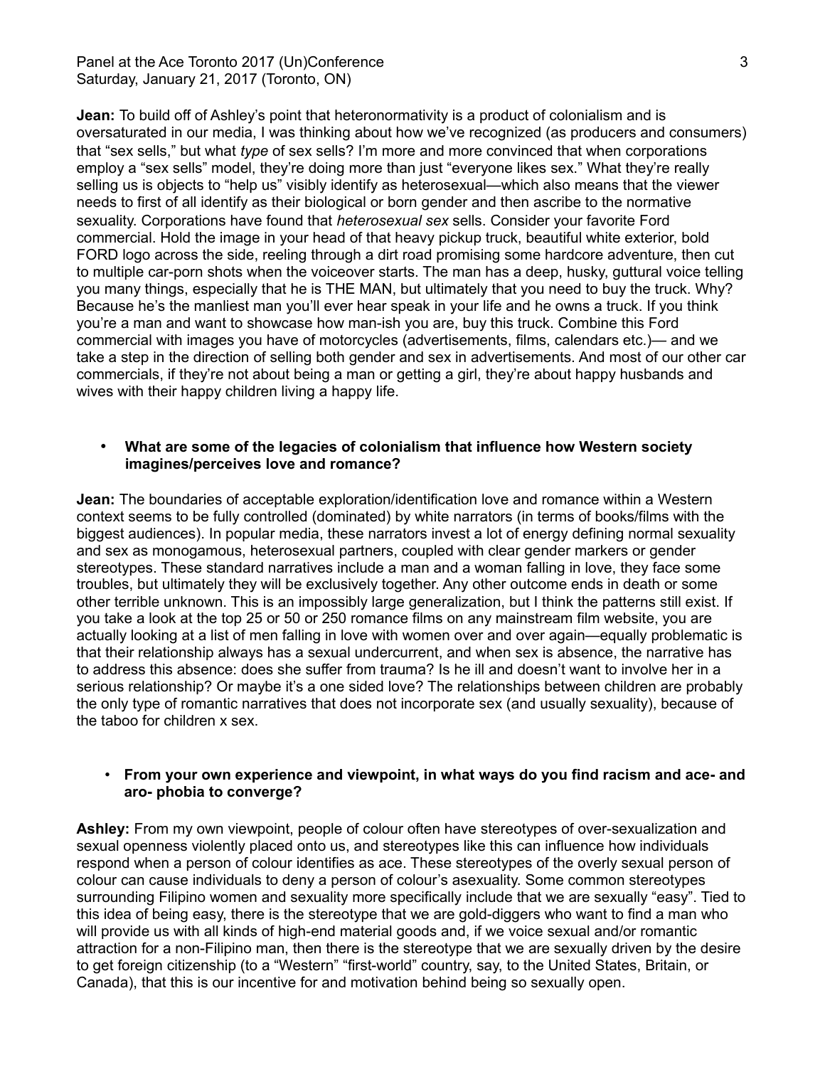**Jean:** To build off of Ashley's point that heteronormativity is a product of colonialism and is oversaturated in our media, I was thinking about how we've recognized (as producers and consumers) that "sex sells," but what *type* of sex sells? I'm more and more convinced that when corporations employ a "sex sells" model, they're doing more than just "everyone likes sex." What they're really selling us is objects to "help us" visibly identify as heterosexual—which also means that the viewer needs to first of all identify as their biological or born gender and then ascribe to the normative sexuality. Corporations have found that *heterosexual sex* sells. Consider your favorite Ford commercial. Hold the image in your head of that heavy pickup truck, beautiful white exterior, bold FORD logo across the side, reeling through a dirt road promising some hardcore adventure, then cut to multiple car-porn shots when the voiceover starts. The man has a deep, husky, guttural voice telling you many things, especially that he is THE MAN, but ultimately that you need to buy the truck. Why? Because he's the manliest man you'll ever hear speak in your life and he owns a truck. If you think you're a man and want to showcase how man-ish you are, buy this truck. Combine this Ford commercial with images you have of motorcycles (advertisements, films, calendars etc.)— and we take a step in the direction of selling both gender and sex in advertisements. And most of our other car commercials, if they're not about being a man or getting a girl, they're about happy husbands and wives with their happy children living a happy life.

- **What are some of the legacies of colonialism that influence how Western society imagines/perceives love and romance?**

**Jean:** The boundaries of acceptable exploration/identification love and romance within a Western context seems to be fully controlled (dominated) by white narrators (in terms of books/films with the biggest audiences). In popular media, these narrators invest a lot of energy defining normal sexuality and sex as monogamous, heterosexual partners, coupled with clear gender markers or gender stereotypes. These standard narratives include a man and a woman falling in love, they face some troubles, but ultimately they will be exclusively together. Any other outcome ends in death or some other terrible unknown. This is an impossibly large generalization, but I think the patterns still exist. If you take a look at the top 25 or 50 or 250 romance films on any mainstream film website, you are actually looking at a list of men falling in love with women over and over again—equally problematic is that their relationship always has a sexual undercurrent, and when sex is absence, the narrative has to address this absence: does she suffer from trauma? Is he ill and doesn't want to involve her in a serious relationship? Or maybe it's a one sided love? The relationships between children are probably the only type of romantic narratives that does not incorporate sex (and usually sexuality), because of the taboo for children x sex.

- **From your own experience and viewpoint, in what ways do you find racism and ace- and aro- phobia to converge?**

**Ashley:** From my own viewpoint, people of colour often have stereotypes of over-sexualization and sexual openness violently placed onto us, and stereotypes like this can influence how individuals respond when a person of colour identifies as ace. These stereotypes of the overly sexual person of colour can cause individuals to deny a person of colour's asexuality. Some common stereotypes surrounding Filipino women and sexuality more specifically include that we are sexually "easy". Tied to this idea of being easy, there is the stereotype that we are gold-diggers who want to find a man who will provide us with all kinds of high-end material goods and, if we voice sexual and/or romantic attraction for a non-Filipino man, then there is the stereotype that we are sexually driven by the desire to get foreign citizenship (to a "Western" "first-world" country, say, to the United States, Britain, or Canada), that this is our incentive for and motivation behind being so sexually open.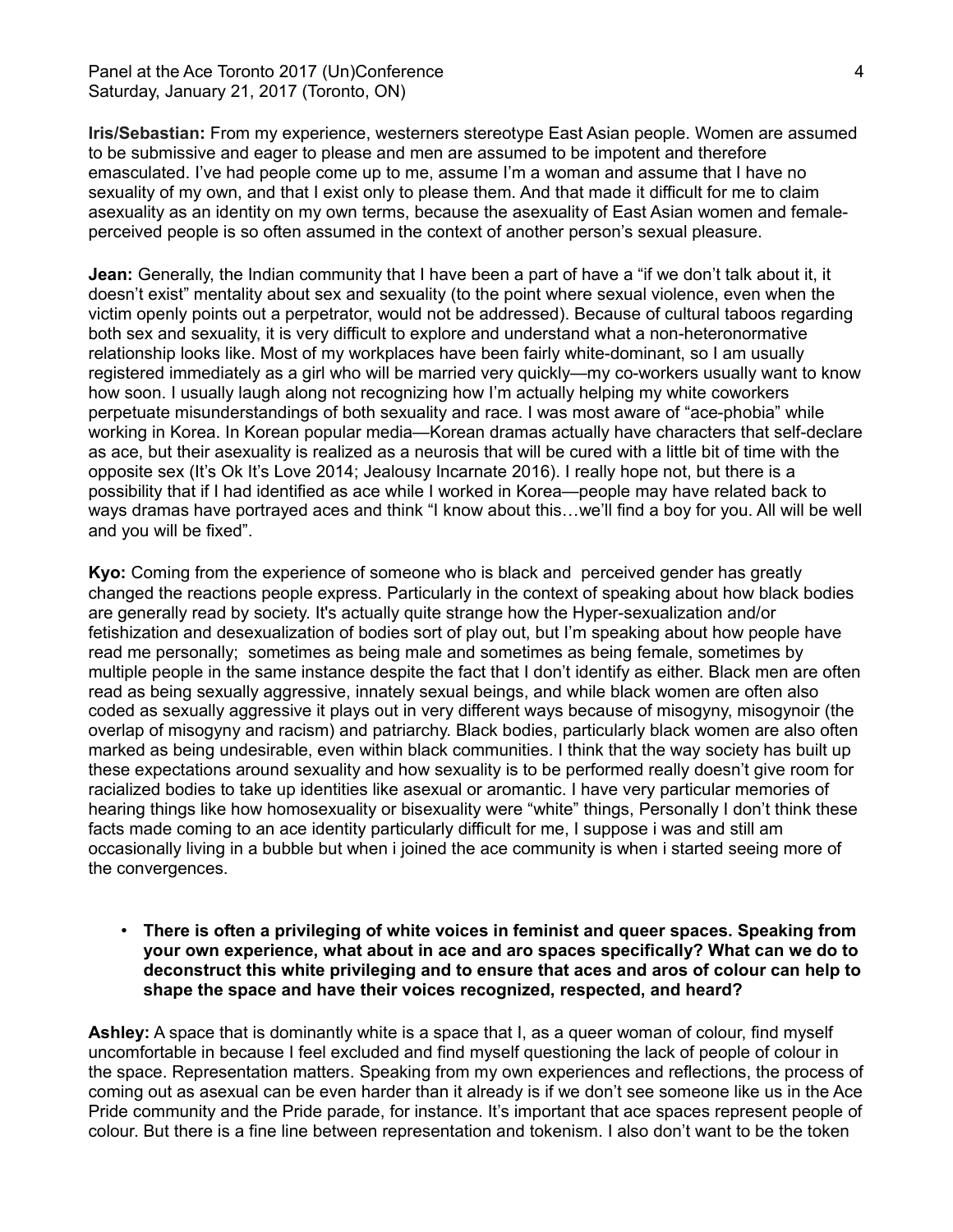**Iris/Sebastian:** From my experience, westerners stereotype East Asian people. Women are assumed to be submissive and eager to please and men are assumed to be impotent and therefore emasculated. I've had people come up to me, assume I'm a woman and assume that I have no sexuality of my own, and that I exist only to please them. And that made it difficult for me to claim asexuality as an identity on my own terms, because the asexuality of East Asian women and female-perceived people is so often assumed in the context of another person's sexual pleasure.

**Jean:** Generally, the Indian community that I have been a part of have a "if we don't talk about it, it doesn't exist" mentality about sex and sexuality (to the point where sexual violence, even when the victim openly points out a perpetrator, would not be addressed). Because of cultural taboos regarding both sex and sexuality, it is very difficult to explore and understand what a non-heteronormative relationship looks like. Most of my workplaces have been fairly white-dominant, so I am usually registered immediately as a girl who will be married very quickly—my co-workers usually want to know how soon. I usually laugh along not recognizing how I'm actually helping my white coworkers perpetuate misunderstandings of both sexuality and race. I was most aware of "ace-phobia" while working in Korea. In Korean popular media—Korean dramas actually have characters that self-declare as ace, but their asexuality is realized as a neurosis that will be cured with a little bit of time with the opposite sex (It's Ok It's Love 2014; Jealousy Incarnate 2016). I really hope not, but there is a possibility that if I had identified as ace while I worked in Korea—people may have related back to ways dramas have portrayed aces and think "I know about this…we'll find a boy for you. All will be well and you will be fixed".

**Kyo:** Coming from the experience of someone who is black and perceived gender has greatly changed the reactions people express. Particularly in the context of speaking about how black bodies are generally read by society. It's actually quite strange how the Hyper-sexualization and/or fetishization and desexualization of bodies sort of play out, but I'm speaking about how people have read me personally; sometimes as being male and sometimes as being female, sometimes by multiple people in the same instance despite the fact that I don't identify as either. Black men are often read as being sexually aggressive, innately sexual beings, and while black women are often also coded as sexually aggressive it plays out in very different ways because of misogyny, misogynoir (the overlap of misogyny and racism) and patriarchy. Black bodies, particularly black women are also often marked as being undesirable, even within black communities. I think that the way society has built up these expectations around sexuality and how sexuality is to be performed really doesn't give room for racialized bodies to take up identities like asexual or aromantic. I have very particular memories of hearing things like how homosexuality or bisexuality were "white" things, Personally I don't think these facts made coming to an ace identity particularly difficult for me, I suppose i was and still am occasionally living in a bubble but when i joined the ace community is when i started seeing more of the convergences.

- **There is often a privileging of white voices in feminist and queer spaces. Speaking from your own experience, what about in ace and aro spaces specifically? What can we do to deconstruct this white privileging and to ensure that aces and aros of colour can help to shape the space and have their voices recognized, respected, and heard?**

**Ashley:** A space that is dominantly white is a space that I, as a queer woman of colour, find myself uncomfortable in because I feel excluded and find myself questioning the lack of people of colour in the space. Representation matters. Speaking from my own experiences and reflections, the process of coming out as asexual can be even harder than it already is if we don't see someone like us in the Ace Pride community and the Pride parade, for instance. It's important that ace spaces represent people of colour. But there is a fine line between representation and tokenism. I also don't want to be the token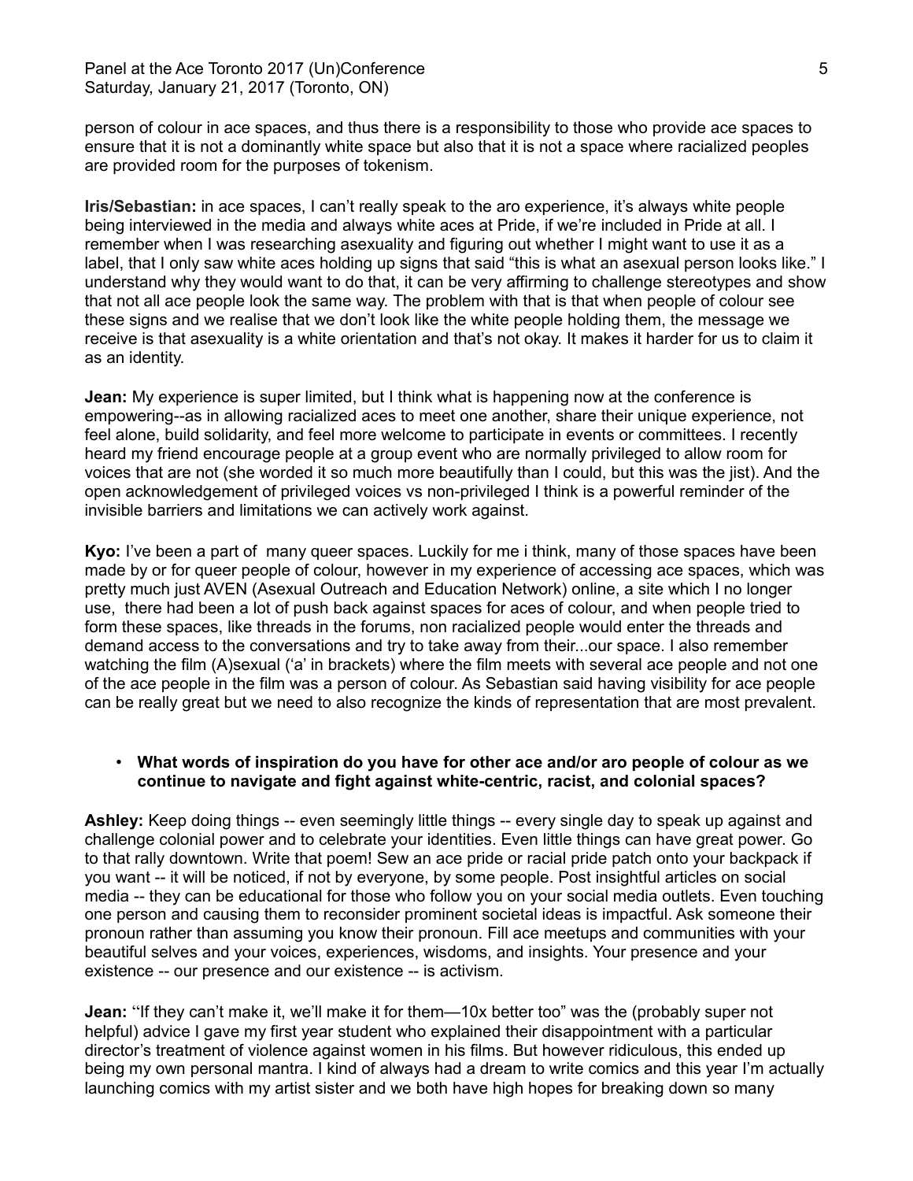person of colour in ace spaces, and thus there is a responsibility to those who provide ace spaces to ensure that it is not a dominantly white space but also that it is not a space where racialized peoples are provided room for the purposes of tokenism.

**Iris/Sebastian:** in ace spaces, I can't really speak to the aro experience, it's always white people being interviewed in the media and always white aces at Pride, if we're included in Pride at all. I remember when I was researching asexuality and figuring out whether I might want to use it as a label, that I only saw white aces holding up signs that said "this is what an asexual person looks like." I understand why they would want to do that, it can be very affirming to challenge stereotypes and show that not all ace people look the same way. The problem with that is that when people of colour see these signs and we realise that we don't look like the white people holding them, the message we receive is that asexuality is a white orientation and that's not okay. It makes it harder for us to claim it as an identity.

**Jean:** My experience is super limited, but I think what is happening now at the conference is empowering--as in allowing racialized aces to meet one another, share their unique experience, not feel alone, build solidarity, and feel more welcome to participate in events or committees. I recently heard my friend encourage people at a group event who are normally privileged to allow room for voices that are not (she worded it so much more beautifully than I could, but this was the jist). And the open acknowledgement of privileged voices vs non-privileged I think is a powerful reminder of the invisible barriers and limitations we can actively work against.

**Kyo:** I've been a part of many queer spaces. Luckily for me i think, many of those spaces have been made by or for queer people of colour, however in my experience of accessing ace spaces, which was pretty much just AVEN (Asexual Outreach and Education Network) online, a site which I no longer use, there had been a lot of push back against spaces for aces of colour, and when people tried to form these spaces, like threads in the forums, non racialized people would enter the threads and demand access to the conversations and try to take away from their...our space. I also remember watching the film (A)sexual ('a' in brackets) where the film meets with several ace people and not one of the ace people in the film was a person of colour. As Sebastian said having visibility for ace people can be really great but we need to also recognize the kinds of representation that are most prevalent.

- **What words of inspiration do you have for other ace and/or aro people of colour as we continue to navigate and fight against white-centric, racist, and colonial spaces?**

**Ashley:** Keep doing things -- even seemingly little things -- every single day to speak up against and challenge colonial power and to celebrate your identities. Even little things can have great power. Go to that rally downtown. Write that poem! Sew an ace pride or racial pride patch onto your backpack if you want -- it will be noticed, if not by everyone, by some people. Post insightful articles on social media -- they can be educational for those who follow you on your social media outlets. Even touching one person and causing them to reconsider prominent societal ideas is impactful. Ask someone their pronoun rather than assuming you know their pronoun. Fill ace meetups and communities with your beautiful selves and your voices, experiences, wisdoms, and insights. Your presence and your existence -- our presence and our existence -- is activism.

**Jean:** "If they can't make it, we'll make it for them—10x better too" was the (probably super not helpful) advice I gave my first year student who explained their disappointment with a particular director's treatment of violence against women in his films. But however ridiculous, this ended up being my own personal mantra. I kind of always had a dream to write comics and this year I'm actually launching comics with my artist sister and we both have high hopes for breaking down so many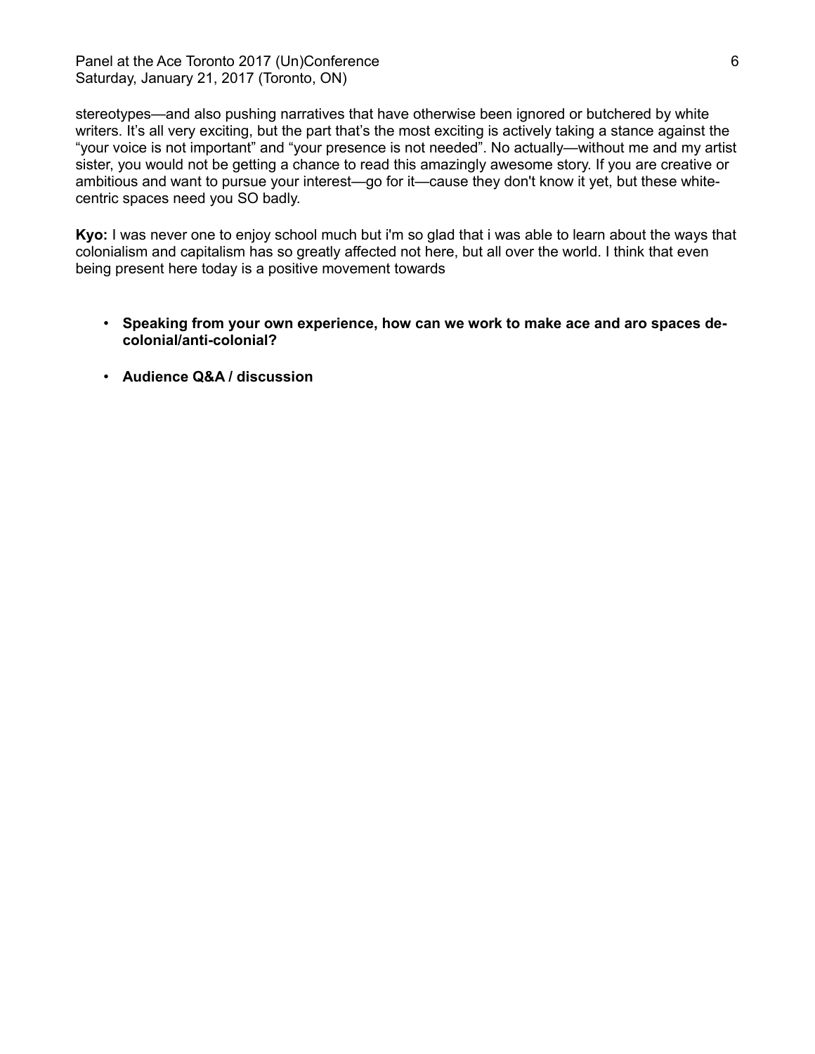stereotypes—and also pushing narratives that have otherwise been ignored or butchered by white writers. It's all very exciting, but the part that's the most exciting is actively taking a stance against the "your voice is not important" and "your presence is not needed". No actually—without me and my artist sister, you would not be getting a chance to read this amazingly awesome story. If you are creative or ambitious and want to pursue your interest—go for it—cause they don't know it yet, but these white-centric spaces need you SO badly.

**Kyo:** I was never one to enjoy school much but i'm so glad that i was able to learn about the ways that colonialism and capitalism has so greatly affected not here, but all over the world. I think that even being present here today is a positive movement towards

- **Speaking from your own experience, how can we work to make ace and aro spaces de-colonial/anti-colonial?**
- **Audience Q&A / discussion**